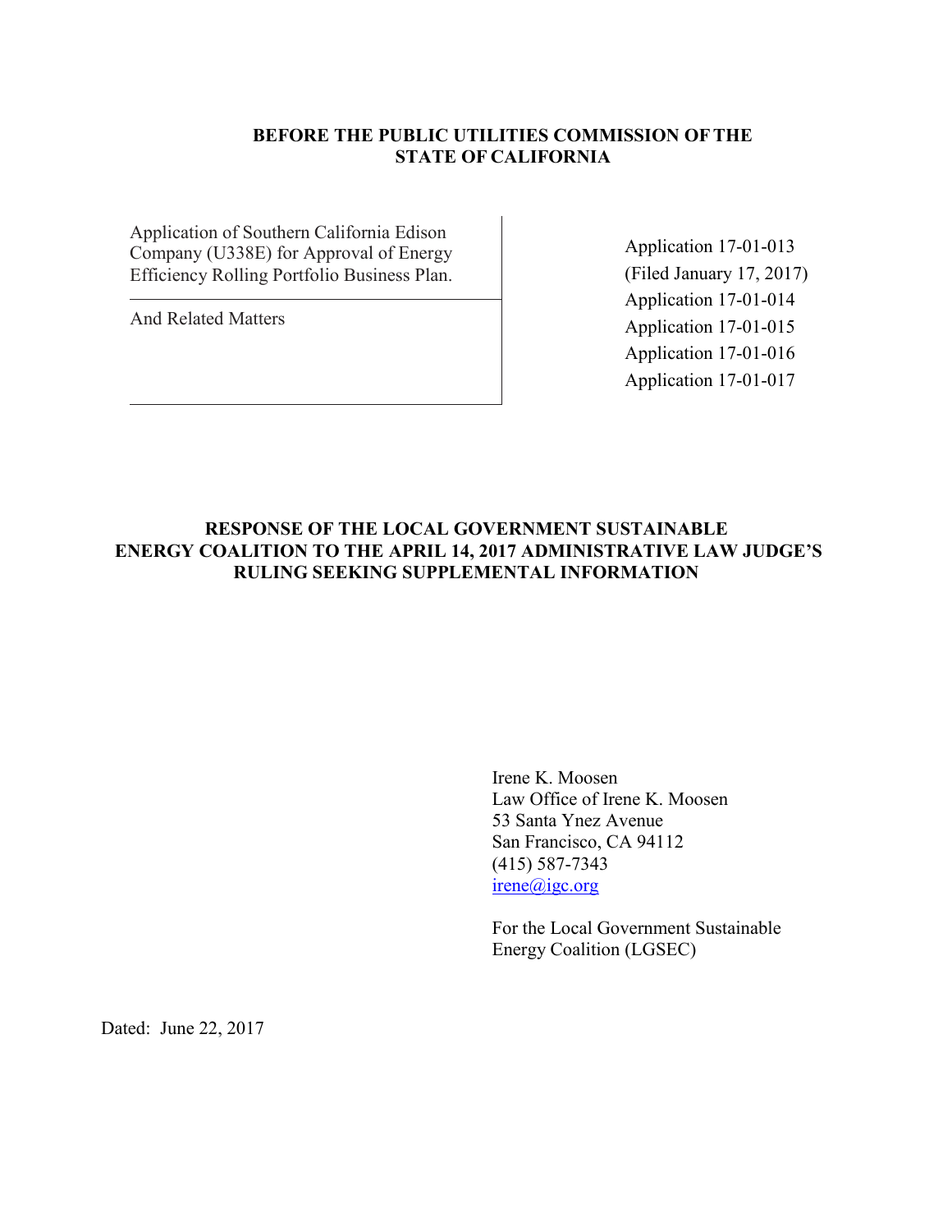**BEFORE THE PUBLIC UTILITIES COMMISSION OF THE STATE OF CALIFORNIA**

| | |
|---|---|
| Application of Southern California Edison Company (U338E) for Approval of Energy Efficiency Rolling Portfolio Business Plan. | Application 17-01-013 (Filed January 17, 2017) |
| And Related Matters | Application 17-01-014<br>Application 17-01-015<br>Application 17-01-016<br>Application 17-01-017 |

**RESPONSE OF THE LOCAL GOVERNMENT SUSTAINABLE ENERGY COALITION TO THE APRIL 14, 2017 ADMINISTRATIVE LAW JUDGE'S RULING SEEKING SUPPLEMENTAL INFORMATION**

Irene K. Moosen
Law Office of Irene K. Moosen
53 Santa Ynez Avenue
San Francisco, CA 94112
(415) 587-7343
irene@igc.org

For the Local Government Sustainable Energy Coalition (LGSEC)

Dated: June 22, 2017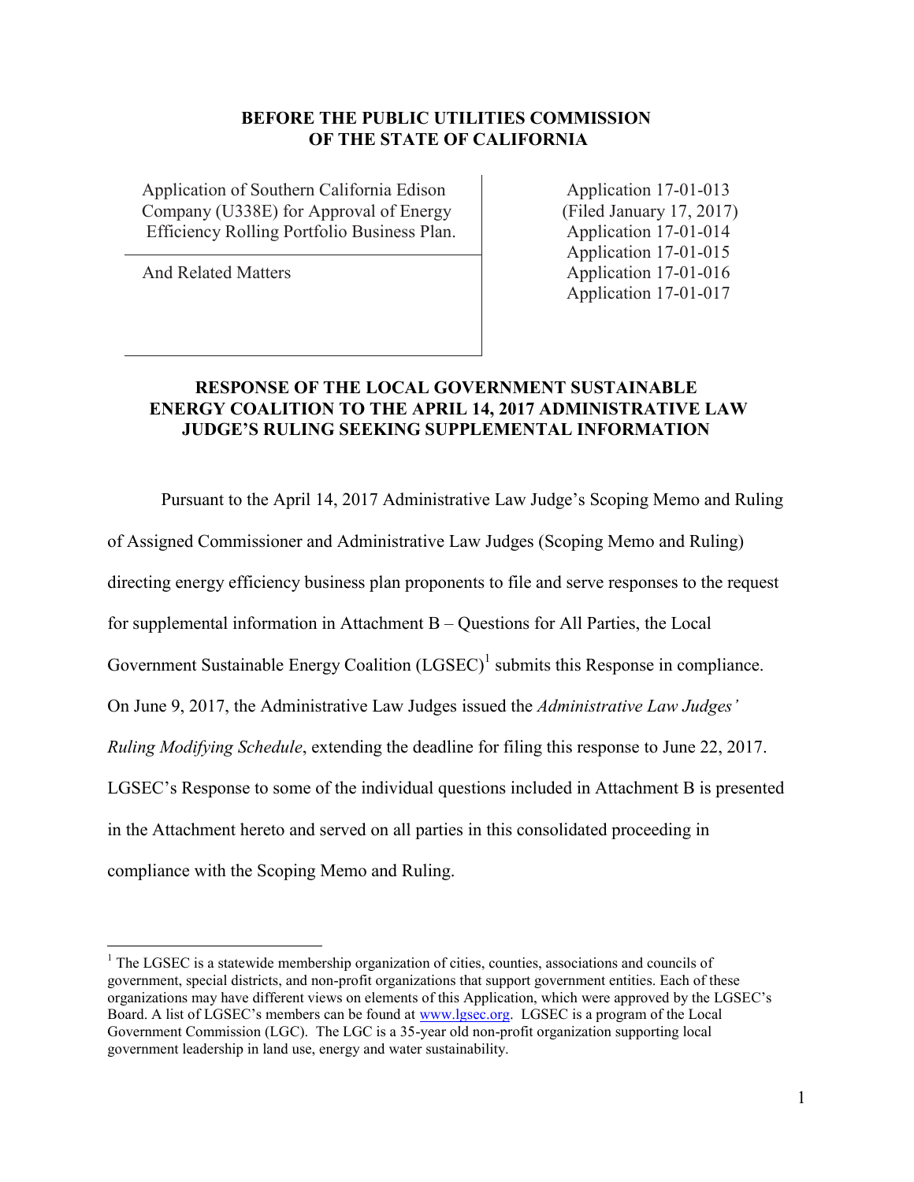**BEFORE THE PUBLIC UTILITIES COMMISSION OF THE STATE OF CALIFORNIA**

| | |
|---|---|
| Application of Southern California Edison Company (U338E) for Approval of Energy Efficiency Rolling Portfolio Business Plan. | Application 17-01-013 (Filed January 17, 2017) |
| And Related Matters | Application 17-01-014<br>Application 17-01-015<br>Application 17-01-016<br>Application 17-01-017 |

**RESPONSE OF THE LOCAL GOVERNMENT SUSTAINABLE ENERGY COALITION TO THE APRIL 14, 2017 ADMINISTRATIVE LAW JUDGE'S RULING SEEKING SUPPLEMENTAL INFORMATION**

Pursuant to the April 14, 2017 Administrative Law Judge's Scoping Memo and Ruling of Assigned Commissioner and Administrative Law Judges (Scoping Memo and Ruling) directing energy efficiency business plan proponents to file and serve responses to the request for supplemental information in Attachment B – Questions for All Parties, the Local Government Sustainable Energy Coalition (LGSEC)[1] submits this Response in compliance. On June 9, 2017, the Administrative Law Judges issued the *Administrative Law Judges' Ruling Modifying Schedule*, extending the deadline for filing this response to June 22, 2017. LGSEC's Response to some of the individual questions included in Attachment B is presented in the Attachment hereto and served on all parties in this consolidated proceeding in compliance with the Scoping Memo and Ruling.

---

[1] The LGSEC is a statewide membership organization of cities, counties, associations and councils of government, special districts, and non-profit organizations that support government entities. Each of these organizations may have different views on elements of this Application, which were approved by the LGSEC's Board. A list of LGSEC's members can be found at www.lgsec.org. LGSEC is a program of the Local Government Commission (LGC). The LGC is a 35-year old non-profit organization supporting local government leadership in land use, energy and water sustainability.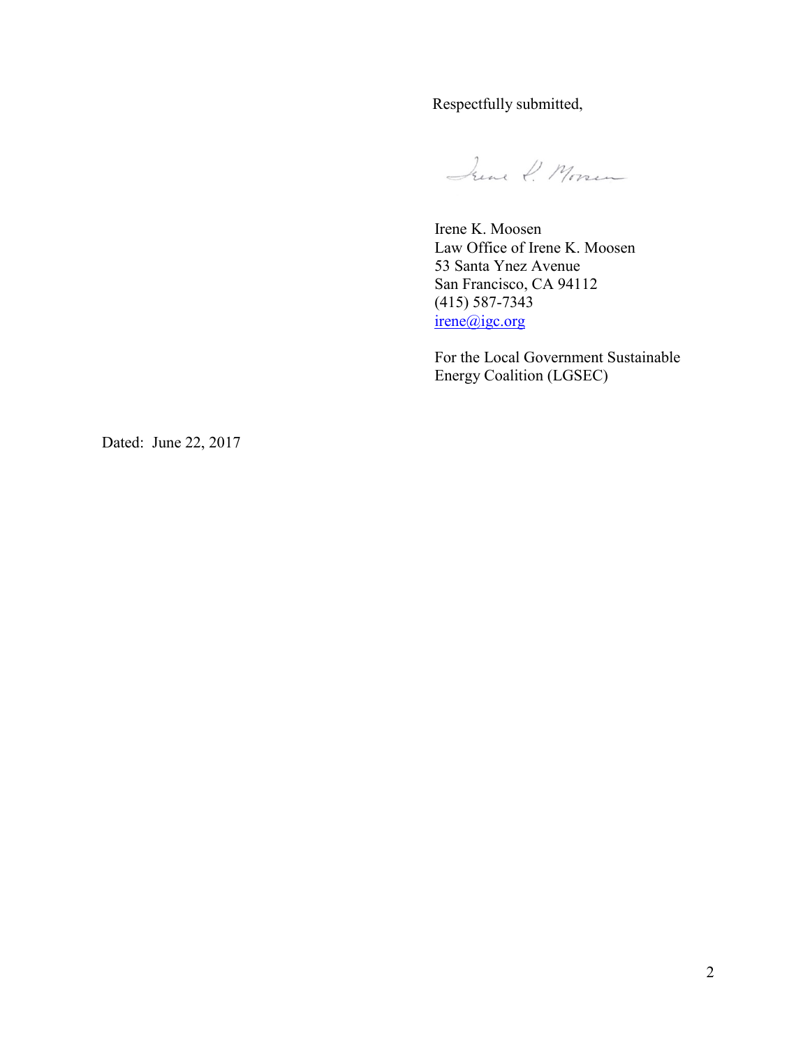Respectfully submitted,

Irene K. Moosen
Law Office of Irene K. Moosen
53 Santa Ynez Avenue
San Francisco, CA 94112
(415) 587-7343
irene@igc.org

For the Local Government Sustainable Energy Coalition (LGSEC)

Dated: June 22, 2017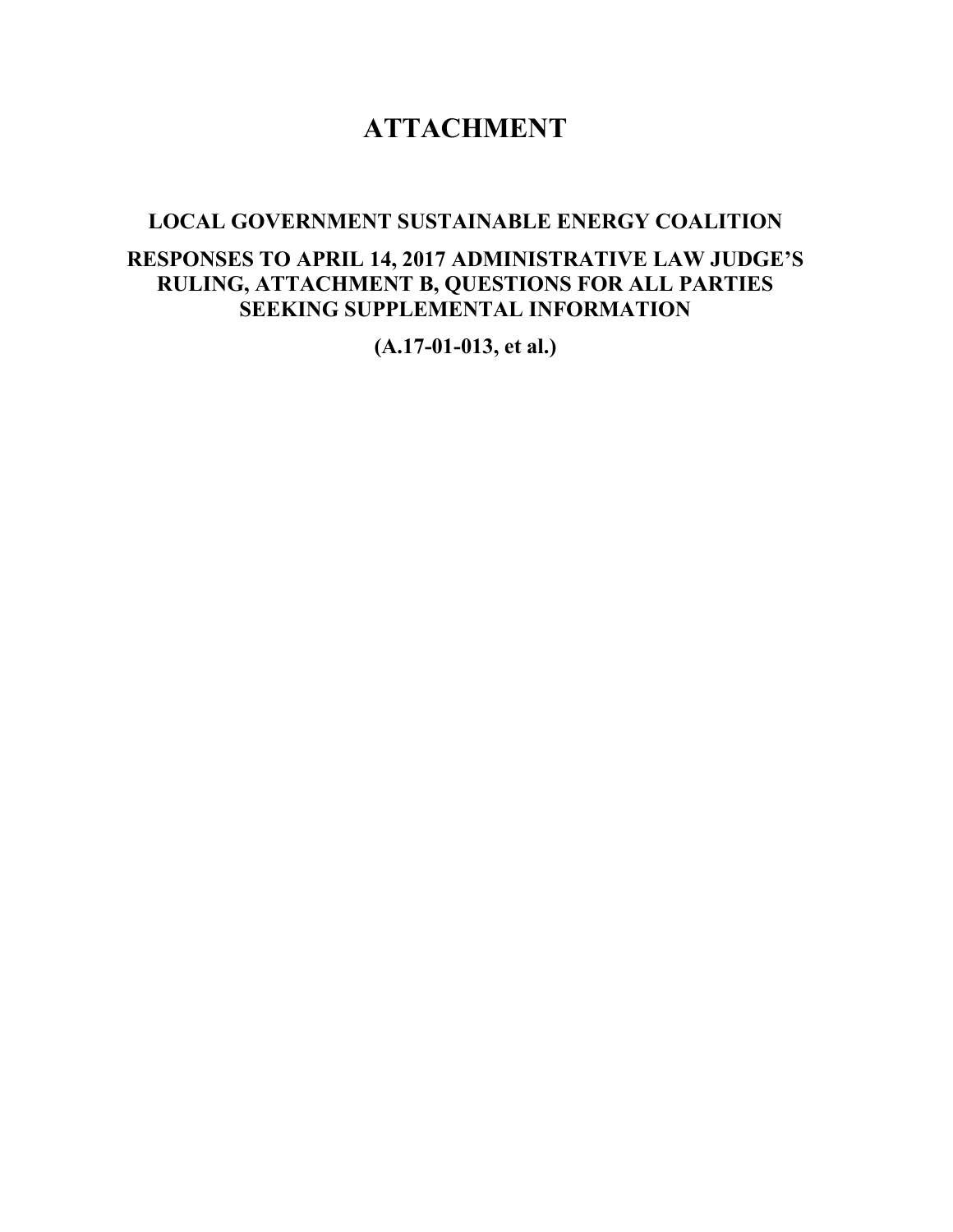# ATTACHMENT

## LOCAL GOVERNMENT SUSTAINABLE ENERGY COALITION

## RESPONSES TO APRIL 14, 2017 ADMINISTRATIVE LAW JUDGE'S RULING, ATTACHMENT B, QUESTIONS FOR ALL PARTIES SEEKING SUPPLEMENTAL INFORMATION

**(A.17-01-013, et al.)**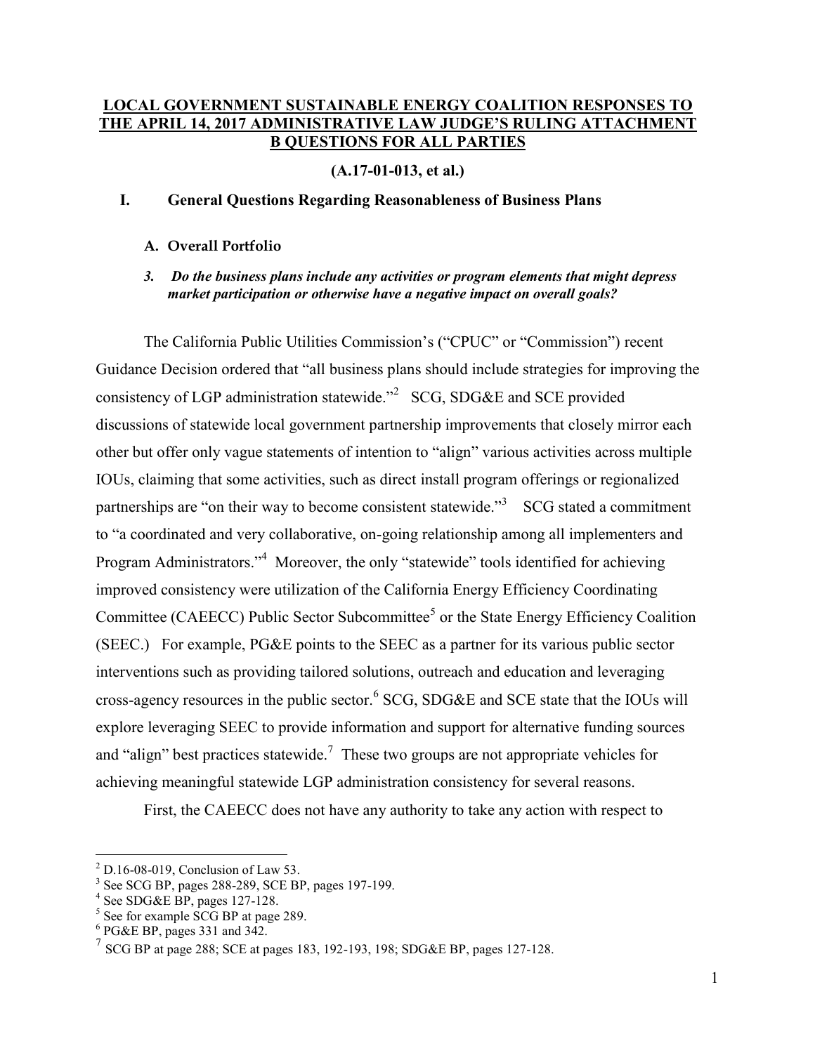# LOCAL GOVERNMENT SUSTAINABLE ENERGY COALITION RESPONSES TO THE APRIL 14, 2017 ADMINISTRATIVE LAW JUDGE'S RULING ATTACHMENT B QUESTIONS FOR ALL PARTIES

**(A.17-01-013, et al.)**

## I. General Questions Regarding Reasonableness of Business Plans

### A. Overall Portfolio

***3. Do the business plans include any activities or program elements that might depress market participation or otherwise have a negative impact on overall goals?***

The California Public Utilities Commission's ("CPUC" or "Commission") recent Guidance Decision ordered that "all business plans should include strategies for improving the consistency of LGP administration statewide."[2] SCG, SDG&E and SCE provided discussions of statewide local government partnership improvements that closely mirror each other but offer only vague statements of intention to "align" various activities across multiple IOUs, claiming that some activities, such as direct install program offerings or regionalized partnerships are "on their way to become consistent statewide."[3] SCG stated a commitment to "a coordinated and very collaborative, on-going relationship among all implementers and Program Administrators."[4] Moreover, the only "statewide" tools identified for achieving improved consistency were utilization of the California Energy Efficiency Coordinating Committee (CAEECC) Public Sector Subcommittee[5] or the State Energy Efficiency Coalition (SEEC.) For example, PG&E points to the SEEC as a partner for its various public sector interventions such as providing tailored solutions, outreach and education and leveraging cross-agency resources in the public sector.[6] SCG, SDG&E and SCE state that the IOUs will explore leveraging SEEC to provide information and support for alternative funding sources and "align" best practices statewide.[7] These two groups are not appropriate vehicles for achieving meaningful statewide LGP administration consistency for several reasons.

First, the CAEECC does not have any authority to take any action with respect to

---

[2] D.16-08-019, Conclusion of Law 53.

[3] See SCG BP, pages 288-289, SCE BP, pages 197-199.

[4] See SDG&E BP, pages 127-128.

[5] See for example SCG BP at page 289.

[6] PG&E BP, pages 331 and 342.

[7] SCG BP at page 288; SCE at pages 183, 192-193, 198; SDG&E BP, pages 127-128.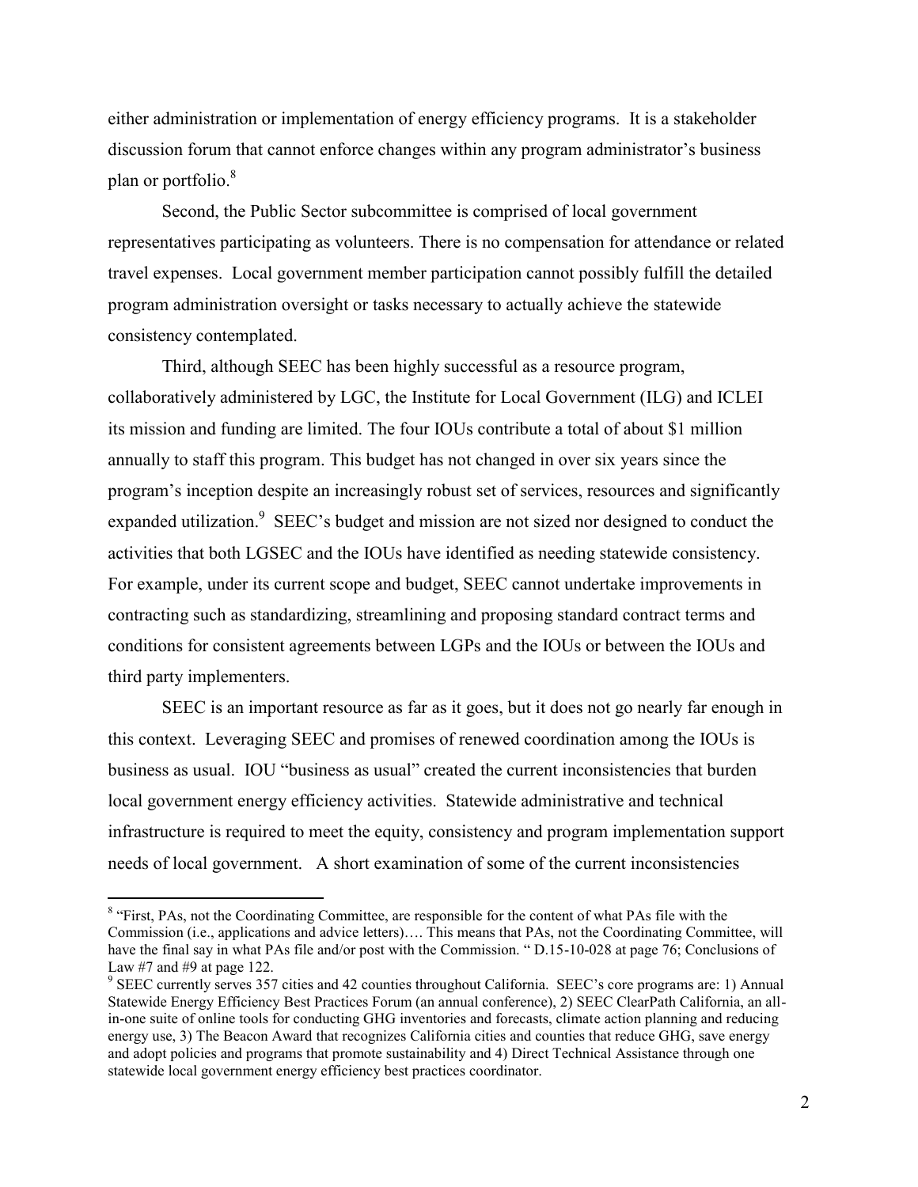either administration or implementation of energy efficiency programs. It is a stakeholder discussion forum that cannot enforce changes within any program administrator's business plan or portfolio.[8]

Second, the Public Sector subcommittee is comprised of local government representatives participating as volunteers. There is no compensation for attendance or related travel expenses. Local government member participation cannot possibly fulfill the detailed program administration oversight or tasks necessary to actually achieve the statewide consistency contemplated.

Third, although SEEC has been highly successful as a resource program, collaboratively administered by LGC, the Institute for Local Government (ILG) and ICLEI its mission and funding are limited. The four IOUs contribute a total of about $1 million annually to staff this program. This budget has not changed in over six years since the program's inception despite an increasingly robust set of services, resources and significantly expanded utilization.[9] SEEC's budget and mission are not sized nor designed to conduct the activities that both LGSEC and the IOUs have identified as needing statewide consistency. For example, under its current scope and budget, SEEC cannot undertake improvements in contracting such as standardizing, streamlining and proposing standard contract terms and conditions for consistent agreements between LGPs and the IOUs or between the IOUs and third party implementers.

SEEC is an important resource as far as it goes, but it does not go nearly far enough in this context. Leveraging SEEC and promises of renewed coordination among the IOUs is business as usual. IOU "business as usual" created the current inconsistencies that burden local government energy efficiency activities. Statewide administrative and technical infrastructure is required to meet the equity, consistency and program implementation support needs of local government. A short examination of some of the current inconsistencies

---

[8] "First, PAs, not the Coordinating Committee, are responsible for the content of what PAs file with the Commission (i.e., applications and advice letters)…. This means that PAs, not the Coordinating Committee, will have the final say in what PAs file and/or post with the Commission. " D.15-10-028 at page 76; Conclusions of Law #7 and #9 at page 122.

[9] SEEC currently serves 357 cities and 42 counties throughout California. SEEC's core programs are: 1) Annual Statewide Energy Efficiency Best Practices Forum (an annual conference), 2) SEEC ClearPath California, an all-in-one suite of online tools for conducting GHG inventories and forecasts, climate action planning and reducing energy use, 3) The Beacon Award that recognizes California cities and counties that reduce GHG, save energy and adopt policies and programs that promote sustainability and 4) Direct Technical Assistance through one statewide local government energy efficiency best practices coordinator.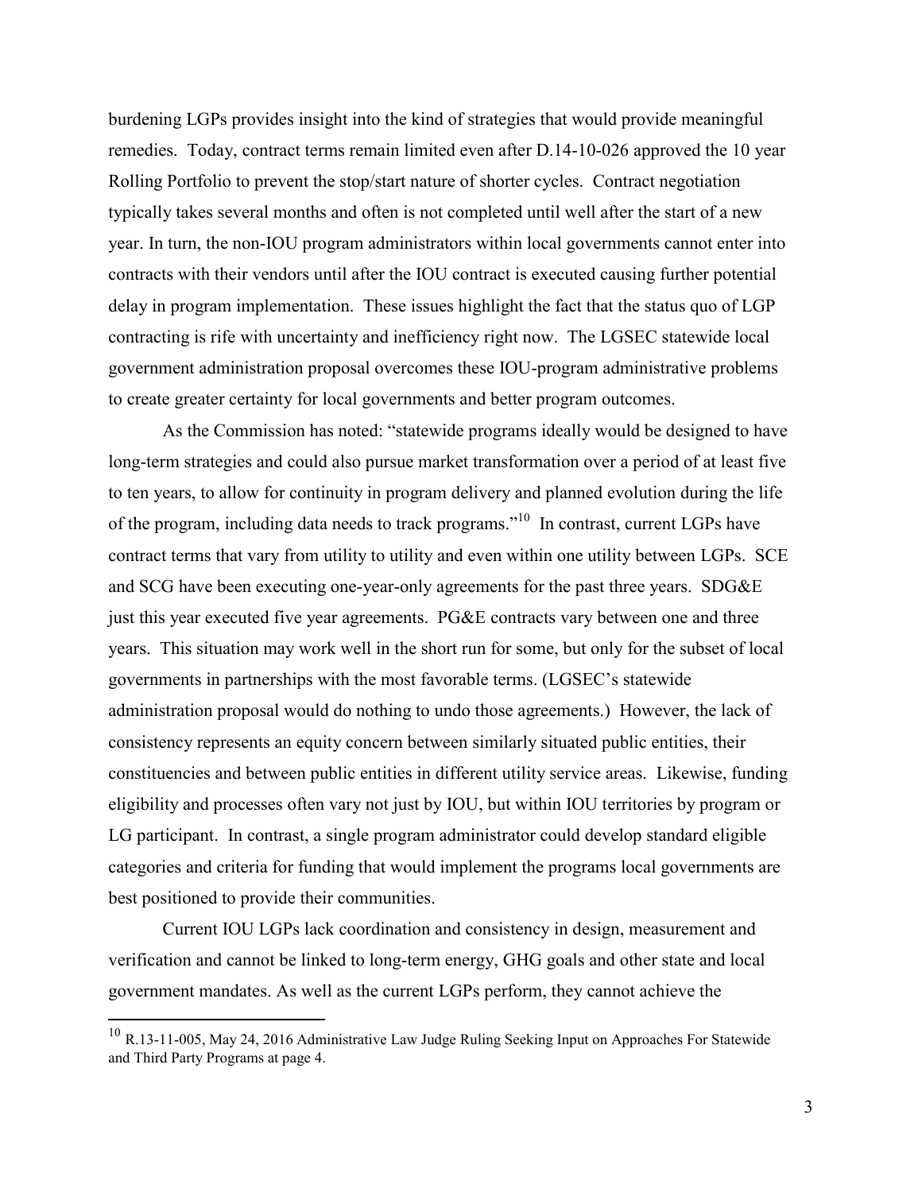burdening LGPs provides insight into the kind of strategies that would provide meaningful remedies. Today, contract terms remain limited even after D.14-10-026 approved the 10 year Rolling Portfolio to prevent the stop/start nature of shorter cycles. Contract negotiation typically takes several months and often is not completed until well after the start of a new year. In turn, the non-IOU program administrators within local governments cannot enter into contracts with their vendors until after the IOU contract is executed causing further potential delay in program implementation. These issues highlight the fact that the status quo of LGP contracting is rife with uncertainty and inefficiency right now. The LGSEC statewide local government administration proposal overcomes these IOU-program administrative problems to create greater certainty for local governments and better program outcomes.

As the Commission has noted: "statewide programs ideally would be designed to have long-term strategies and could also pursue market transformation over a period of at least five to ten years, to allow for continuity in program delivery and planned evolution during the life of the program, including data needs to track programs."[10] In contrast, current LGPs have contract terms that vary from utility to utility and even within one utility between LGPs. SCE and SCG have been executing one-year-only agreements for the past three years. SDG&E just this year executed five year agreements. PG&E contracts vary between one and three years. This situation may work well in the short run for some, but only for the subset of local governments in partnerships with the most favorable terms. (LGSEC's statewide administration proposal would do nothing to undo those agreements.) However, the lack of consistency represents an equity concern between similarly situated public entities, their constituencies and between public entities in different utility service areas. Likewise, funding eligibility and processes often vary not just by IOU, but within IOU territories by program or LG participant. In contrast, a single program administrator could develop standard eligible categories and criteria for funding that would implement the programs local governments are best positioned to provide their communities.

Current IOU LGPs lack coordination and consistency in design, measurement and verification and cannot be linked to long-term energy, GHG goals and other state and local government mandates. As well as the current LGPs perform, they cannot achieve the

---

[10] R.13-11-005, May 24, 2016 Administrative Law Judge Ruling Seeking Input on Approaches For Statewide and Third Party Programs at page 4.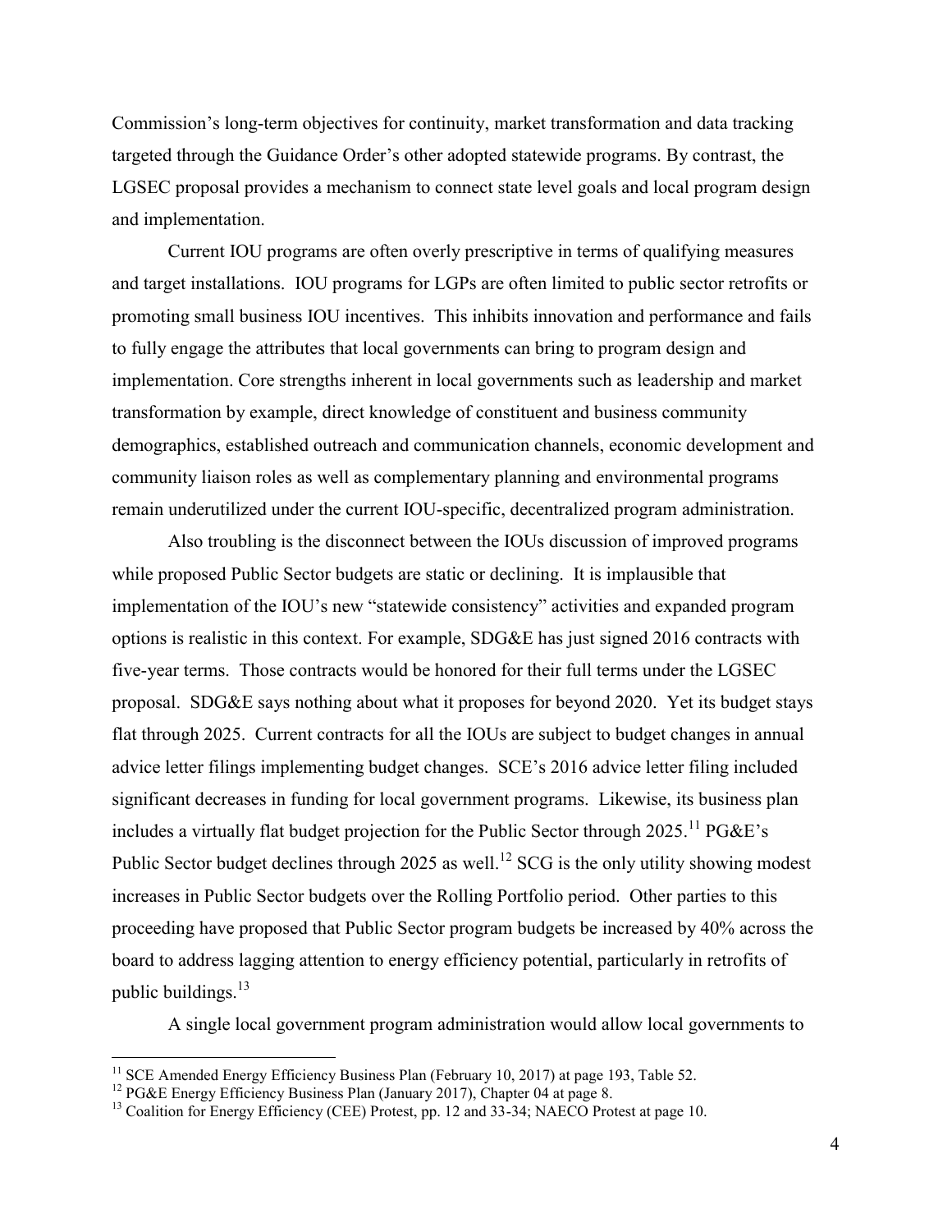Commission's long-term objectives for continuity, market transformation and data tracking targeted through the Guidance Order's other adopted statewide programs. By contrast, the LGSEC proposal provides a mechanism to connect state level goals and local program design and implementation.

Current IOU programs are often overly prescriptive in terms of qualifying measures and target installations. IOU programs for LGPs are often limited to public sector retrofits or promoting small business IOU incentives. This inhibits innovation and performance and fails to fully engage the attributes that local governments can bring to program design and implementation. Core strengths inherent in local governments such as leadership and market transformation by example, direct knowledge of constituent and business community demographics, established outreach and communication channels, economic development and community liaison roles as well as complementary planning and environmental programs remain underutilized under the current IOU-specific, decentralized program administration.

Also troubling is the disconnect between the IOUs discussion of improved programs while proposed Public Sector budgets are static or declining. It is implausible that implementation of the IOU's new "statewide consistency" activities and expanded program options is realistic in this context. For example, SDG&E has just signed 2016 contracts with five-year terms. Those contracts would be honored for their full terms under the LGSEC proposal. SDG&E says nothing about what it proposes for beyond 2020. Yet its budget stays flat through 2025. Current contracts for all the IOUs are subject to budget changes in annual advice letter filings implementing budget changes. SCE's 2016 advice letter filing included significant decreases in funding for local government programs. Likewise, its business plan includes a virtually flat budget projection for the Public Sector through 2025.[11] PG&E's Public Sector budget declines through 2025 as well.[12] SCG is the only utility showing modest increases in Public Sector budgets over the Rolling Portfolio period. Other parties to this proceeding have proposed that Public Sector program budgets be increased by 40% across the board to address lagging attention to energy efficiency potential, particularly in retrofits of public buildings.[13]

A single local government program administration would allow local governments to

---

[11] SCE Amended Energy Efficiency Business Plan (February 10, 2017) at page 193, Table 52.

[12] PG&E Energy Efficiency Business Plan (January 2017), Chapter 04 at page 8.

[13] Coalition for Energy Efficiency (CEE) Protest, pp. 12 and 33-34; NAECO Protest at page 10.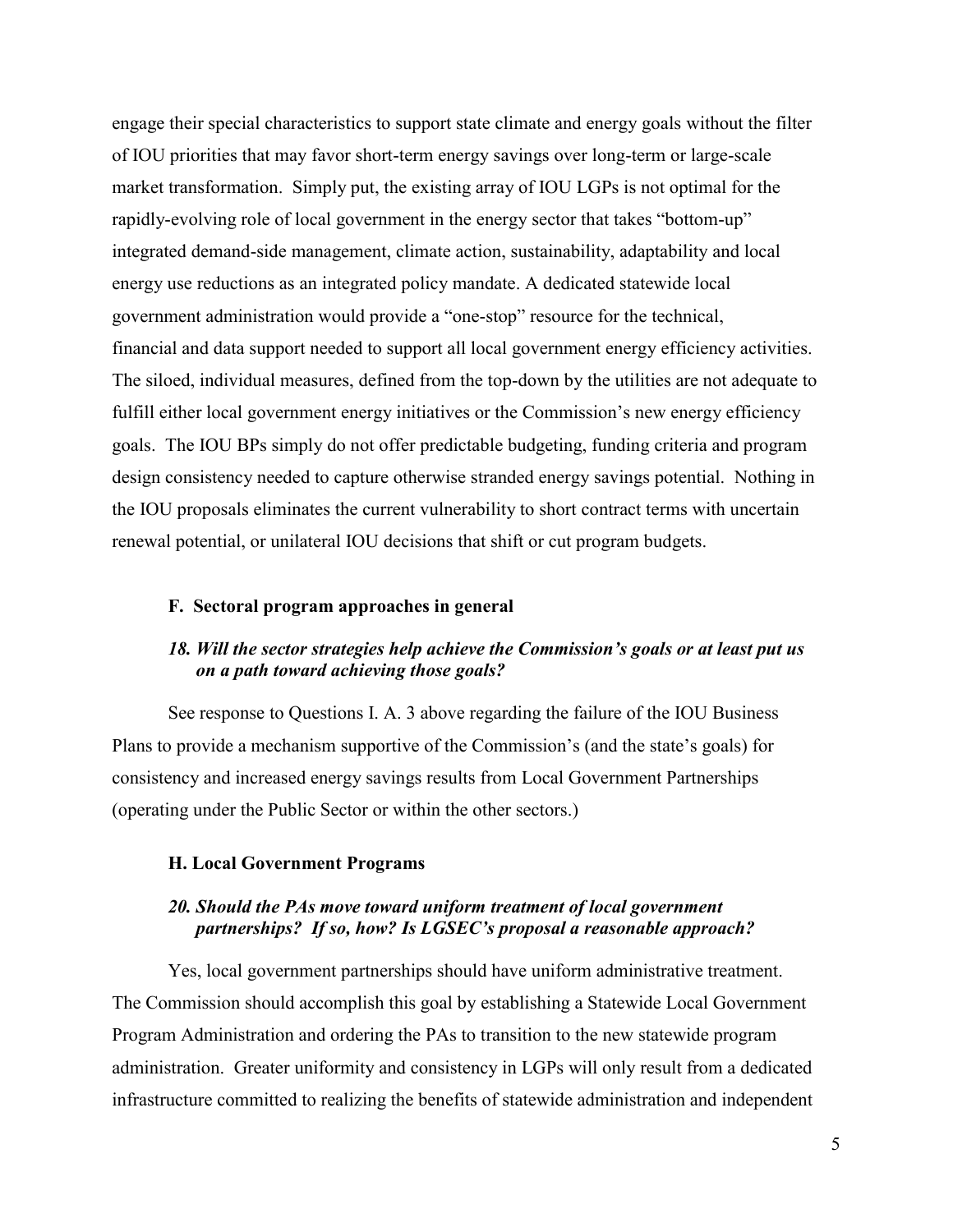engage their special characteristics to support state climate and energy goals without the filter of IOU priorities that may favor short-term energy savings over long-term or large-scale market transformation. Simply put, the existing array of IOU LGPs is not optimal for the rapidly-evolving role of local government in the energy sector that takes "bottom-up" integrated demand-side management, climate action, sustainability, adaptability and local energy use reductions as an integrated policy mandate. A dedicated statewide local government administration would provide a "one-stop" resource for the technical, financial and data support needed to support all local government energy efficiency activities. The siloed, individual measures, defined from the top-down by the utilities are not adequate to fulfill either local government energy initiatives or the Commission's new energy efficiency goals. The IOU BPs simply do not offer predictable budgeting, funding criteria and program design consistency needed to capture otherwise stranded energy savings potential. Nothing in the IOU proposals eliminates the current vulnerability to short contract terms with uncertain renewal potential, or unilateral IOU decisions that shift or cut program budgets.

### F. Sectoral program approaches in general

***18. Will the sector strategies help achieve the Commission's goals or at least put us on a path toward achieving those goals?***

See response to Questions I. A. 3 above regarding the failure of the IOU Business Plans to provide a mechanism supportive of the Commission's (and the state's goals) for consistency and increased energy savings results from Local Government Partnerships (operating under the Public Sector or within the other sectors.)

### H. Local Government Programs

***20. Should the PAs move toward uniform treatment of local government partnerships? If so, how? Is LGSEC's proposal a reasonable approach?***

Yes, local government partnerships should have uniform administrative treatment. The Commission should accomplish this goal by establishing a Statewide Local Government Program Administration and ordering the PAs to transition to the new statewide program administration. Greater uniformity and consistency in LGPs will only result from a dedicated infrastructure committed to realizing the benefits of statewide administration and independent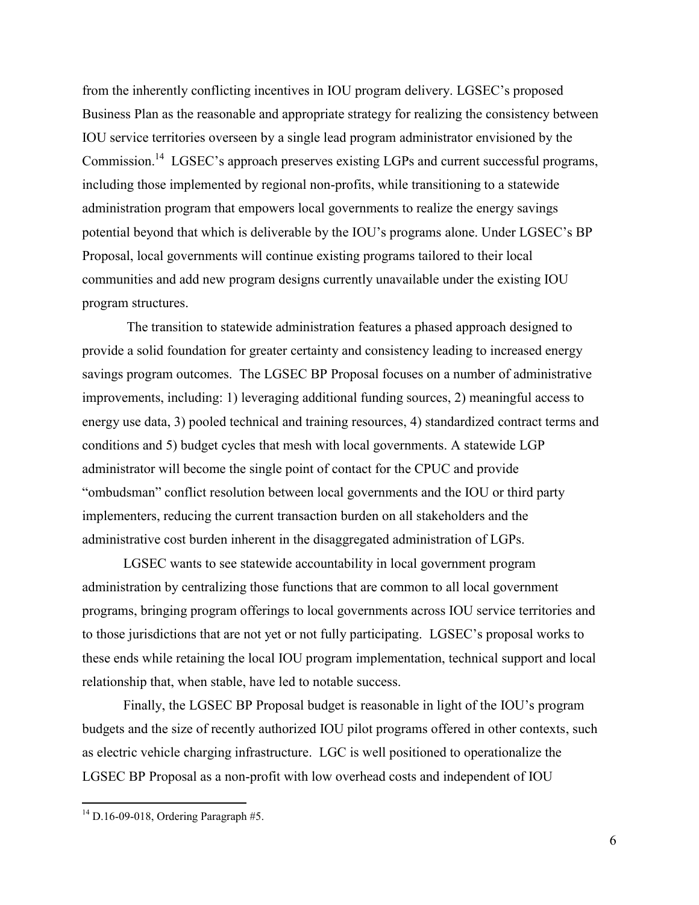from the inherently conflicting incentives in IOU program delivery. LGSEC's proposed Business Plan as the reasonable and appropriate strategy for realizing the consistency between IOU service territories overseen by a single lead program administrator envisioned by the Commission.[14] LGSEC's approach preserves existing LGPs and current successful programs, including those implemented by regional non-profits, while transitioning to a statewide administration program that empowers local governments to realize the energy savings potential beyond that which is deliverable by the IOU's programs alone. Under LGSEC's BP Proposal, local governments will continue existing programs tailored to their local communities and add new program designs currently unavailable under the existing IOU program structures.

The transition to statewide administration features a phased approach designed to provide a solid foundation for greater certainty and consistency leading to increased energy savings program outcomes. The LGSEC BP Proposal focuses on a number of administrative improvements, including: 1) leveraging additional funding sources, 2) meaningful access to energy use data, 3) pooled technical and training resources, 4) standardized contract terms and conditions and 5) budget cycles that mesh with local governments. A statewide LGP administrator will become the single point of contact for the CPUC and provide "ombudsman" conflict resolution between local governments and the IOU or third party implementers, reducing the current transaction burden on all stakeholders and the administrative cost burden inherent in the disaggregated administration of LGPs.

LGSEC wants to see statewide accountability in local government program administration by centralizing those functions that are common to all local government programs, bringing program offerings to local governments across IOU service territories and to those jurisdictions that are not yet or not fully participating. LGSEC's proposal works to these ends while retaining the local IOU program implementation, technical support and local relationship that, when stable, have led to notable success.

Finally, the LGSEC BP Proposal budget is reasonable in light of the IOU's program budgets and the size of recently authorized IOU pilot programs offered in other contexts, such as electric vehicle charging infrastructure. LGC is well positioned to operationalize the LGSEC BP Proposal as a non-profit with low overhead costs and independent of IOU

[14] D.16-09-018, Ordering Paragraph #5.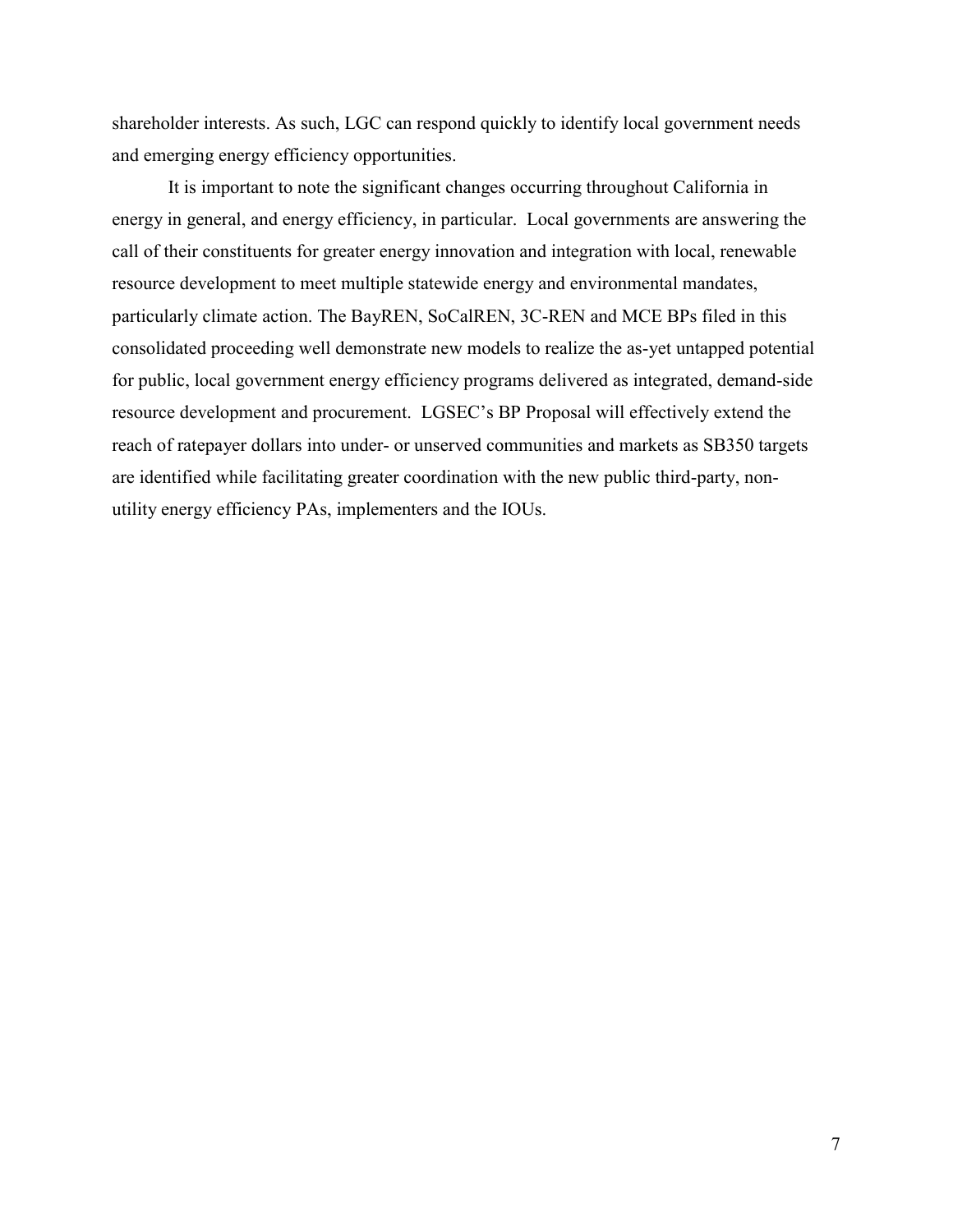shareholder interests. As such, LGC can respond quickly to identify local government needs and emerging energy efficiency opportunities.

It is important to note the significant changes occurring throughout California in energy in general, and energy efficiency, in particular. Local governments are answering the call of their constituents for greater energy innovation and integration with local, renewable resource development to meet multiple statewide energy and environmental mandates, particularly climate action. The BayREN, SoCalREN, 3C-REN and MCE BPs filed in this consolidated proceeding well demonstrate new models to realize the as-yet untapped potential for public, local government energy efficiency programs delivered as integrated, demand-side resource development and procurement. LGSEC's BP Proposal will effectively extend the reach of ratepayer dollars into under- or unserved communities and markets as SB350 targets are identified while facilitating greater coordination with the new public third-party, non-utility energy efficiency PAs, implementers and the IOUs.